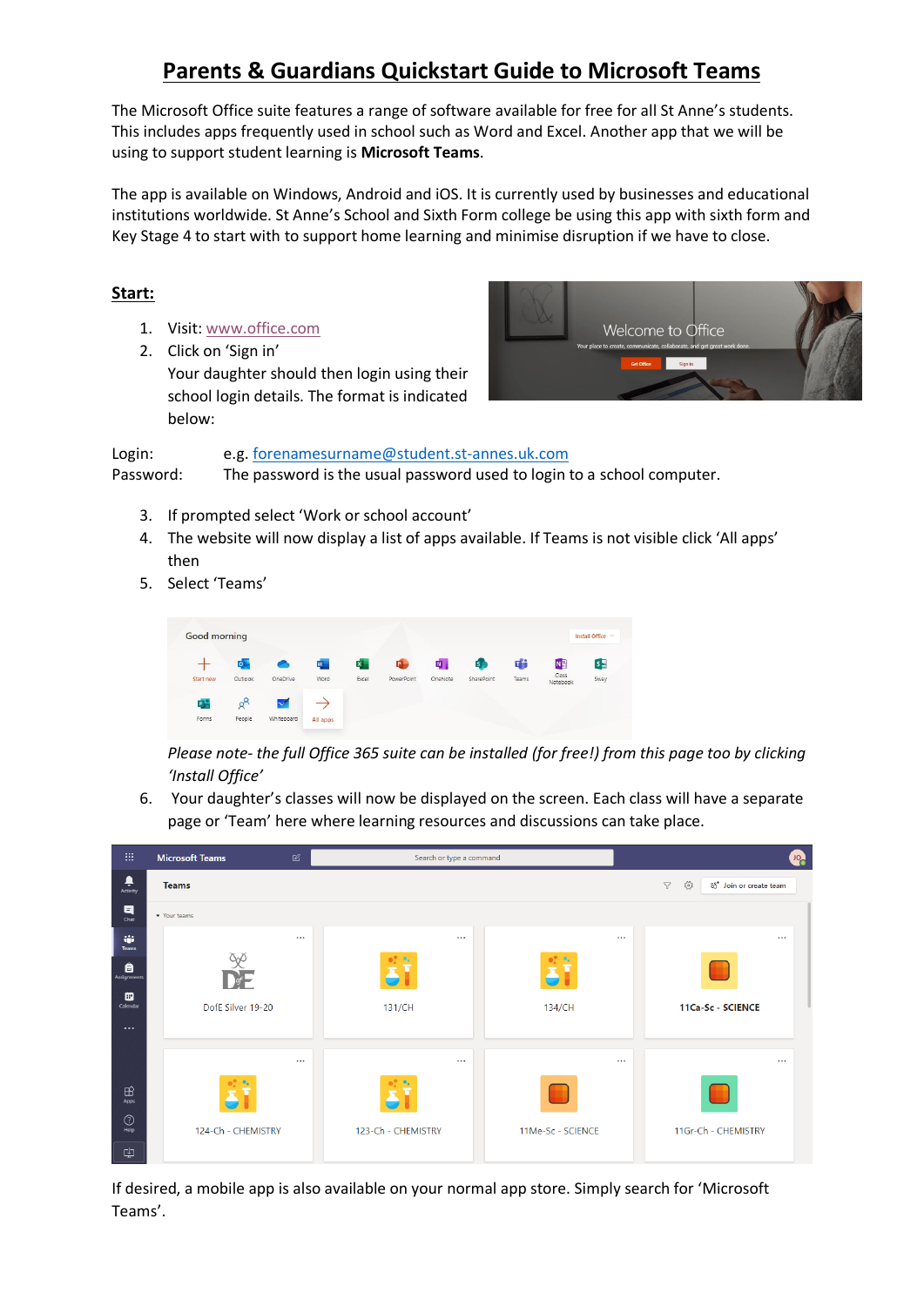# Parents & Guardians Quickstart Guide to Microsoft Teams

The Microsoft Office suite features a range of software available for free for all St Anne's students. This includes apps frequently used in school such as Word and Excel. Another app that we will be using to support student learning is **Microsoft Teams**.

The app is available on Windows, Android and iOS. It is currently used by businesses and educational institutions worldwide. St Anne's School and Sixth Form college be using this app with sixth form and Key Stage 4 to start with to support home learning and minimise disruption if we have to close.

## Start:

1. Visit: www.office.com
2. Click on 'Sign in'
   Your daughter should then login using their school login details. The format is indicated below:

Login: e.g. forenamesurname@student.st-annes.uk.com
Password: The password is the usual password used to login to a school computer.

3. If prompted select 'Work or school account'
4. The website will now display a list of apps available. If Teams is not visible click 'All apps' then
5. Select 'Teams'

   *Please note- the full Office 365 suite can be installed (for free!) from this page too by clicking 'Install Office'*

6. Your daughter's classes will now be displayed on the screen. Each class will have a separate page or 'Team' here where learning resources and discussions can take place.

If desired, a mobile app is also available on your normal app store. Simply search for 'Microsoft Teams'.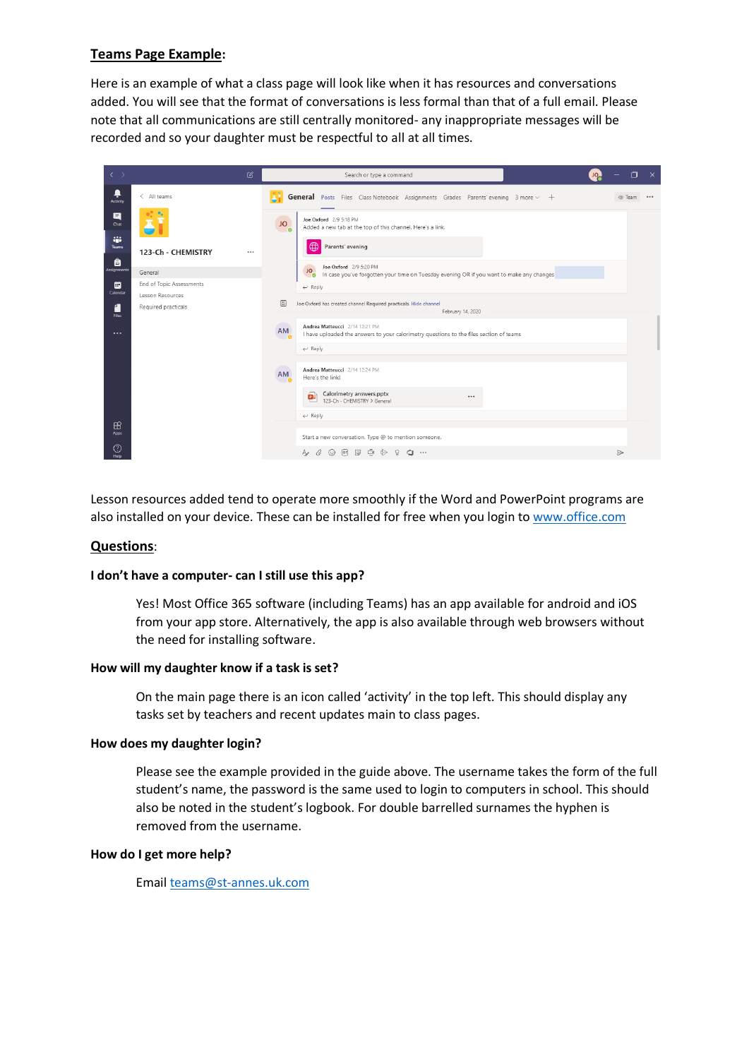**Teams Page Example**:

Here is an example of what a class page will look like when it has resources and conversations added. You will see that the format of conversations is less formal than that of a full email. Please note that all communications are still centrally monitored- any inappropriate messages will be recorded and so your daughter must be respectful to all at all times.

Lesson resources added tend to operate more smoothly if the Word and PowerPoint programs are also installed on your device. These can be installed for free when you login to www.office.com

**Questions**:

**I don't have a computer- can I still use this app?**

Yes! Most Office 365 software (including Teams) has an app available for android and iOS from your app store. Alternatively, the app is also available through web browsers without the need for installing software.

**How will my daughter know if a task is set?**

On the main page there is an icon called 'activity' in the top left. This should display any tasks set by teachers and recent updates main to class pages.

**How does my daughter login?**

Please see the example provided in the guide above. The username takes the form of the full student's name, the password is the same used to login to computers in school. This should also be noted in the student's logbook. For double barrelled surnames the hyphen is removed from the username.

**How do I get more help?**

Email teams@st-annes.uk.com